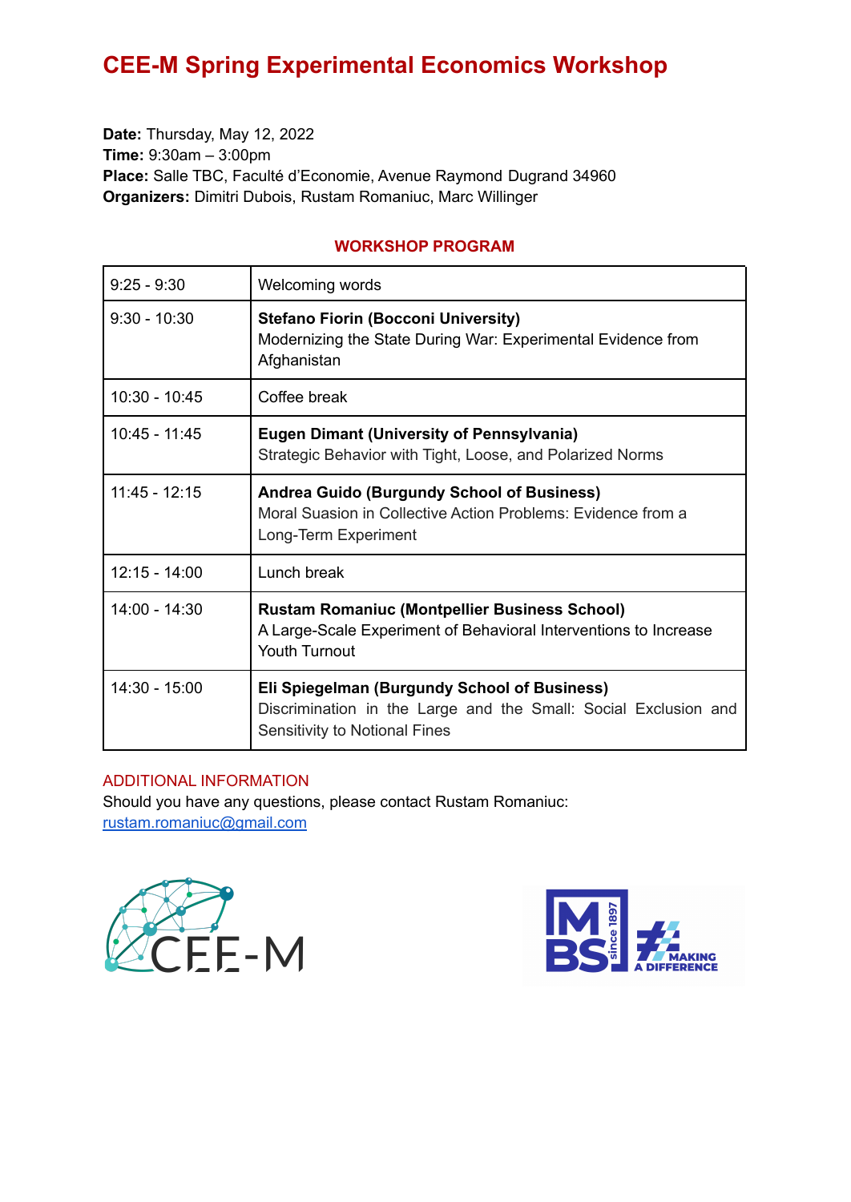# CEE-M Spring Experimental Economics Workshop

**Date:** Thursday, May 12, 2022
**Time:** 9:30am – 3:00pm
**Place:** Salle TBC, Faculté d'Economie, Avenue Raymond Dugrand 34960
**Organizers:** Dimitri Dubois, Rustam Romaniuc, Marc Willinger

## WORKSHOP PROGRAM

| | |
|---|---|
| 9:25 - 9:30 | Welcoming words |
| 9:30 - 10:30 | **Stefano Fiorin (Bocconi University)** Modernizing the State During War: Experimental Evidence from Afghanistan |
| 10:30 - 10:45 | Coffee break |
| 10:45 - 11:45 | **Eugen Dimant (University of Pennsylvania)** Strategic Behavior with Tight, Loose, and Polarized Norms |
| 11:45 - 12:15 | **Andrea Guido (Burgundy School of Business)** Moral Suasion in Collective Action Problems: Evidence from a Long-Term Experiment |
| 12:15 - 14:00 | Lunch break |
| 14:00 - 14:30 | **Rustam Romaniuc (Montpellier Business School)** A Large-Scale Experiment of Behavioral Interventions to Increase Youth Turnout |
| 14:30 - 15:00 | **Eli Spiegelman (Burgundy School of Business)** Discrimination in the Large and the Small: Social Exclusion and Sensitivity to Notional Fines |

ADDITIONAL INFORMATION

Should you have any questions, please contact Rustam Romaniuc: rustam.romaniuc@gmail.com

CEE-M

MBS since 1897 — MAKING A DIFFERENCE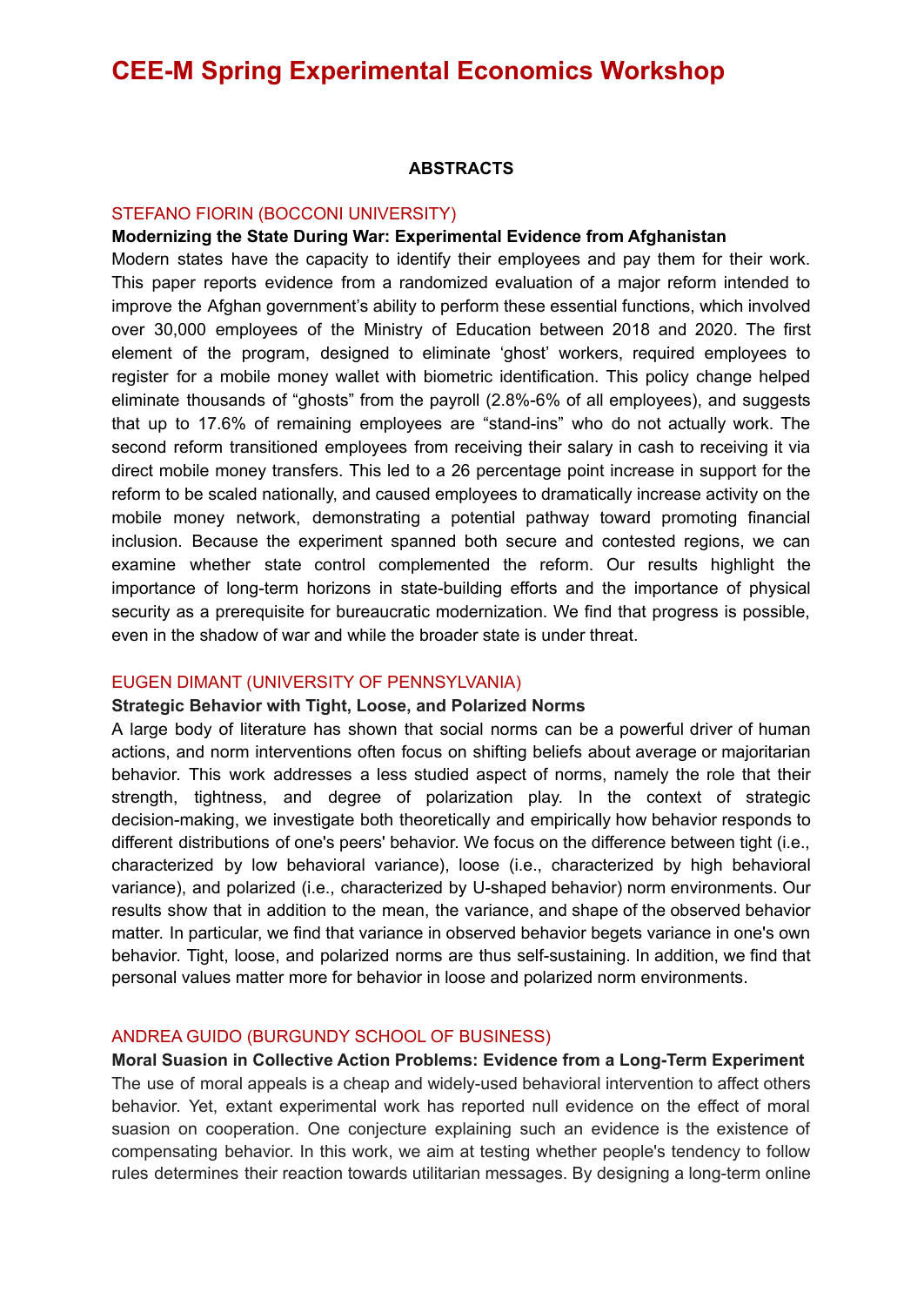# CEE-M Spring Experimental Economics Workshop

**ABSTRACTS**

## STEFANO FIORIN (BOCCONI UNIVERSITY)

**Modernizing the State During War: Experimental Evidence from Afghanistan**

Modern states have the capacity to identify their employees and pay them for their work. This paper reports evidence from a randomized evaluation of a major reform intended to improve the Afghan government's ability to perform these essential functions, which involved over 30,000 employees of the Ministry of Education between 2018 and 2020. The first element of the program, designed to eliminate 'ghost' workers, required employees to register for a mobile money wallet with biometric identification. This policy change helped eliminate thousands of "ghosts" from the payroll (2.8%-6% of all employees), and suggests that up to 17.6% of remaining employees are "stand-ins" who do not actually work. The second reform transitioned employees from receiving their salary in cash to receiving it via direct mobile money transfers. This led to a 26 percentage point increase in support for the reform to be scaled nationally, and caused employees to dramatically increase activity on the mobile money network, demonstrating a potential pathway toward promoting financial inclusion. Because the experiment spanned both secure and contested regions, we can examine whether state control complemented the reform. Our results highlight the importance of long-term horizons in state-building efforts and the importance of physical security as a prerequisite for bureaucratic modernization. We find that progress is possible, even in the shadow of war and while the broader state is under threat.

## EUGEN DIMANT (UNIVERSITY OF PENNSYLVANIA)

**Strategic Behavior with Tight, Loose, and Polarized Norms**

A large body of literature has shown that social norms can be a powerful driver of human actions, and norm interventions often focus on shifting beliefs about average or majoritarian behavior. This work addresses a less studied aspect of norms, namely the role that their strength, tightness, and degree of polarization play. In the context of strategic decision-making, we investigate both theoretically and empirically how behavior responds to different distributions of one's peers' behavior. We focus on the difference between tight (i.e., characterized by low behavioral variance), loose (i.e., characterized by high behavioral variance), and polarized (i.e., characterized by U-shaped behavior) norm environments. Our results show that in addition to the mean, the variance, and shape of the observed behavior matter. In particular, we find that variance in observed behavior begets variance in one's own behavior. Tight, loose, and polarized norms are thus self-sustaining. In addition, we find that personal values matter more for behavior in loose and polarized norm environments.

## ANDREA GUIDO (BURGUNDY SCHOOL OF BUSINESS)

**Moral Suasion in Collective Action Problems: Evidence from a Long-Term Experiment**

The use of moral appeals is a cheap and widely-used behavioral intervention to affect others behavior. Yet, extant experimental work has reported null evidence on the effect of moral suasion on cooperation. One conjecture explaining such an evidence is the existence of compensating behavior. In this work, we aim at testing whether people's tendency to follow rules determines their reaction towards utilitarian messages. By designing a long-term online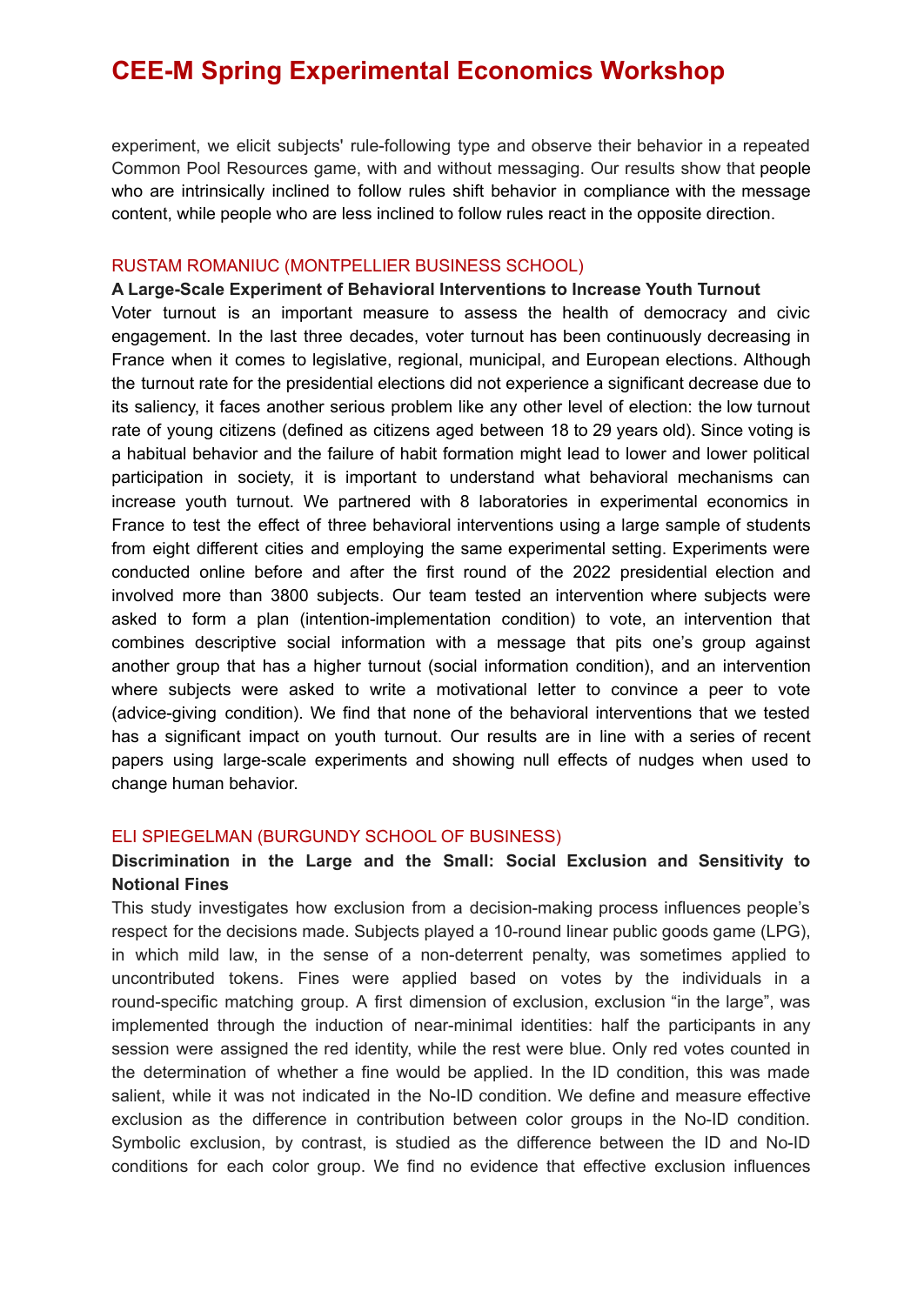experiment, we elicit subjects' rule-following type and observe their behavior in a repeated Common Pool Resources game, with and without messaging. Our results show that people who are intrinsically inclined to follow rules shift behavior in compliance with the message content, while people who are less inclined to follow rules react in the opposite direction.

### RUSTAM ROMANIUC (MONTPELLIER BUSINESS SCHOOL)

**A Large-Scale Experiment of Behavioral Interventions to Increase Youth Turnout**

Voter turnout is an important measure to assess the health of democracy and civic engagement. In the last three decades, voter turnout has been continuously decreasing in France when it comes to legislative, regional, municipal, and European elections. Although the turnout rate for the presidential elections did not experience a significant decrease due to its saliency, it faces another serious problem like any other level of election: the low turnout rate of young citizens (defined as citizens aged between 18 to 29 years old). Since voting is a habitual behavior and the failure of habit formation might lead to lower and lower political participation in society, it is important to understand what behavioral mechanisms can increase youth turnout. We partnered with 8 laboratories in experimental economics in France to test the effect of three behavioral interventions using a large sample of students from eight different cities and employing the same experimental setting. Experiments were conducted online before and after the first round of the 2022 presidential election and involved more than 3800 subjects. Our team tested an intervention where subjects were asked to form a plan (intention-implementation condition) to vote, an intervention that combines descriptive social information with a message that pits one's group against another group that has a higher turnout (social information condition), and an intervention where subjects were asked to write a motivational letter to convince a peer to vote (advice-giving condition). We find that none of the behavioral interventions that we tested has a significant impact on youth turnout. Our results are in line with a series of recent papers using large-scale experiments and showing null effects of nudges when used to change human behavior.

### ELI SPIEGELMAN (BURGUNDY SCHOOL OF BUSINESS)

**Discrimination in the Large and the Small: Social Exclusion and Sensitivity to Notional Fines**

This study investigates how exclusion from a decision-making process influences people's respect for the decisions made. Subjects played a 10-round linear public goods game (LPG), in which mild law, in the sense of a non-deterrent penalty, was sometimes applied to uncontributed tokens. Fines were applied based on votes by the individuals in a round-specific matching group. A first dimension of exclusion, exclusion "in the large", was implemented through the induction of near-minimal identities: half the participants in any session were assigned the red identity, while the rest were blue. Only red votes counted in the determination of whether a fine would be applied. In the ID condition, this was made salient, while it was not indicated in the No-ID condition. We define and measure effective exclusion as the difference in contribution between color groups in the No-ID condition. Symbolic exclusion, by contrast, is studied as the difference between the ID and No-ID conditions for each color group. We find no evidence that effective exclusion influences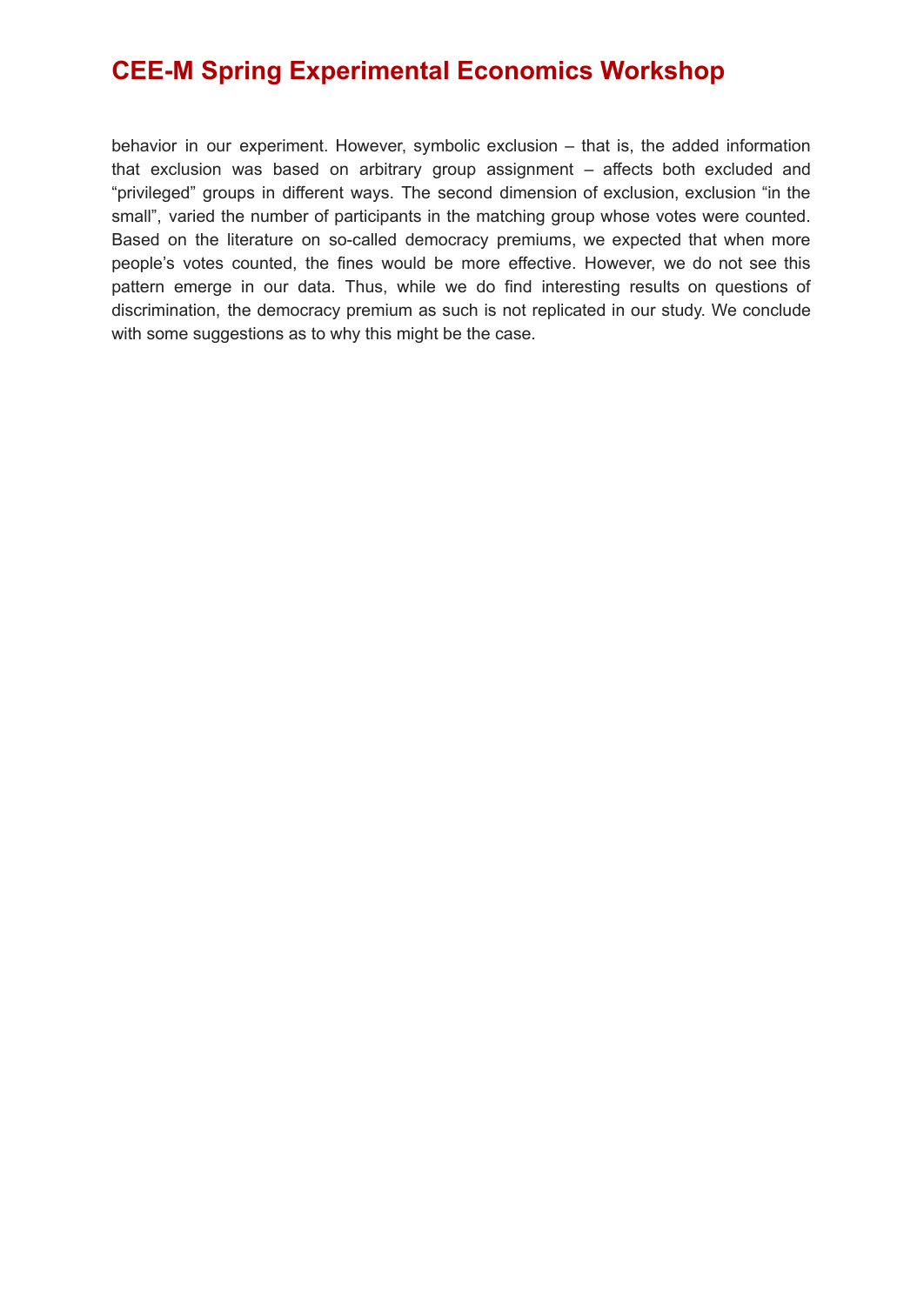behavior in our experiment. However, symbolic exclusion – that is, the added information that exclusion was based on arbitrary group assignment – affects both excluded and "privileged" groups in different ways. The second dimension of exclusion, exclusion "in the small", varied the number of participants in the matching group whose votes were counted. Based on the literature on so-called democracy premiums, we expected that when more people's votes counted, the fines would be more effective. However, we do not see this pattern emerge in our data. Thus, while we do find interesting results on questions of discrimination, the democracy premium as such is not replicated in our study. We conclude with some suggestions as to why this might be the case.